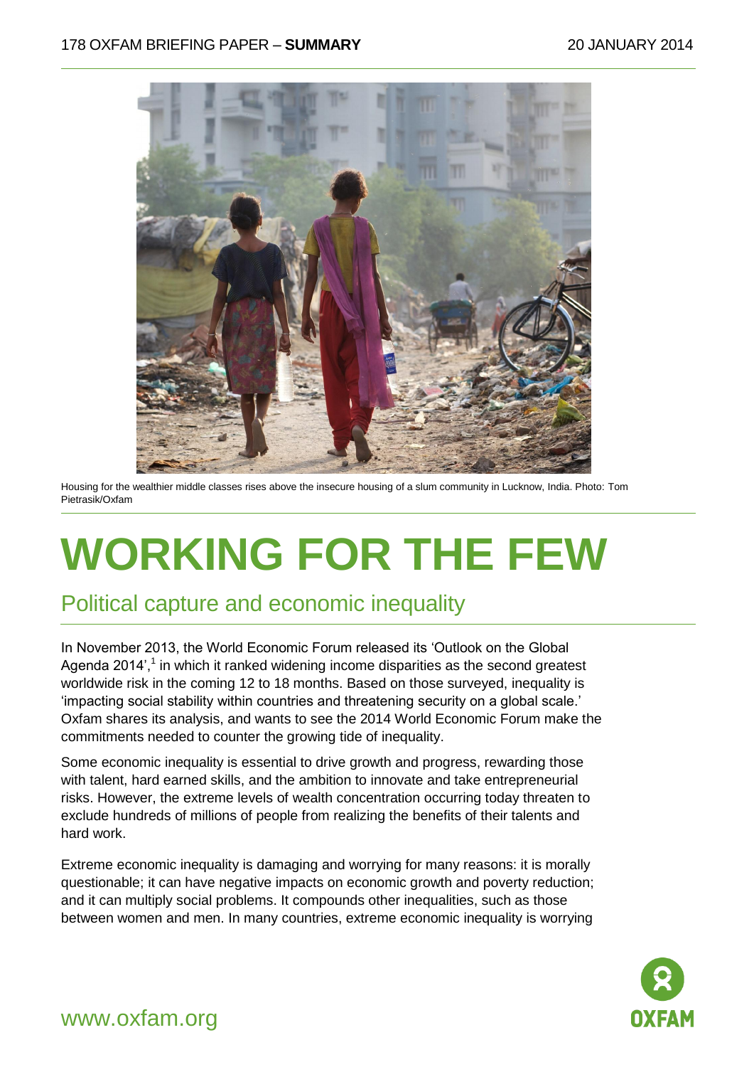Housing for the wealthier middle classes rises above the insecure housing of a slum community in Lucknow, India. Photo: Tom Pietrasik/Oxfam

# WORKING FOR THE FEW

## Political capture and economic inequality

In November 2013, the World Economic Forum released its 'Outlook on the Global Agenda 2014',[1] in which it ranked widening income disparities as the second greatest worldwide risk in the coming 12 to 18 months. Based on those surveyed, inequality is 'impacting social stability within countries and threatening security on a global scale.' Oxfam shares its analysis, and wants to see the 2014 World Economic Forum make the commitments needed to counter the growing tide of inequality.

Some economic inequality is essential to drive growth and progress, rewarding those with talent, hard earned skills, and the ambition to innovate and take entrepreneurial risks. However, the extreme levels of wealth concentration occurring today threaten to exclude hundreds of millions of people from realizing the benefits of their talents and hard work.

Extreme economic inequality is damaging and worrying for many reasons: it is morally questionable; it can have negative impacts on economic growth and poverty reduction; and it can multiply social problems. It compounds other inequalities, such as those between women and men. In many countries, extreme economic inequality is worrying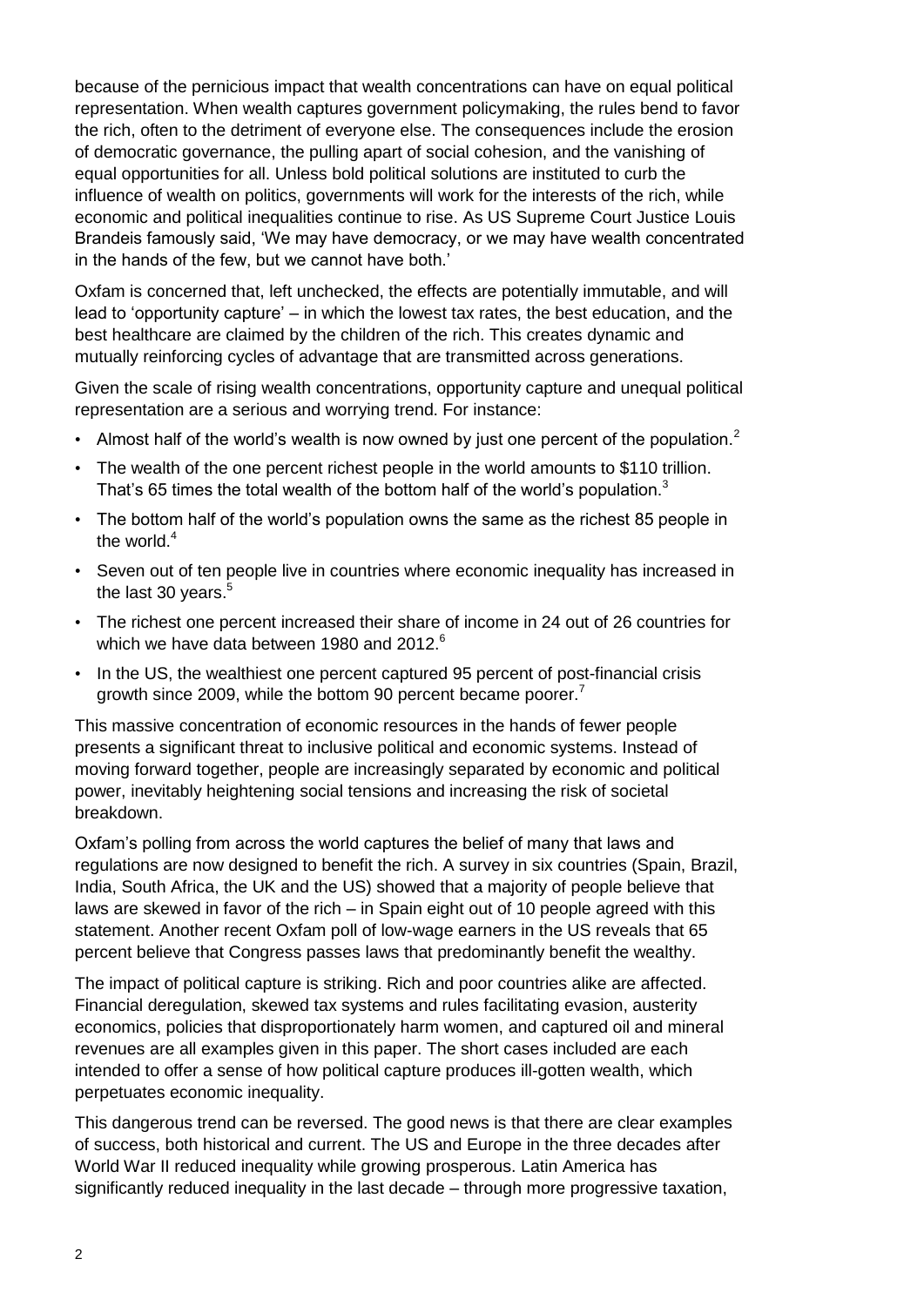because of the pernicious impact that wealth concentrations can have on equal political representation. When wealth captures government policymaking, the rules bend to favor the rich, often to the detriment of everyone else. The consequences include the erosion of democratic governance, the pulling apart of social cohesion, and the vanishing of equal opportunities for all. Unless bold political solutions are instituted to curb the influence of wealth on politics, governments will work for the interests of the rich, while economic and political inequalities continue to rise. As US Supreme Court Justice Louis Brandeis famously said, 'We may have democracy, or we may have wealth concentrated in the hands of the few, but we cannot have both.'

Oxfam is concerned that, left unchecked, the effects are potentially immutable, and will lead to 'opportunity capture' – in which the lowest tax rates, the best education, and the best healthcare are claimed by the children of the rich. This creates dynamic and mutually reinforcing cycles of advantage that are transmitted across generations.

Given the scale of rising wealth concentrations, opportunity capture and unequal political representation are a serious and worrying trend. For instance:

- Almost half of the world's wealth is now owned by just one percent of the population.[2]
- The wealth of the one percent richest people in the world amounts to $110 trillion. That's 65 times the total wealth of the bottom half of the world's population.[3]
- The bottom half of the world's population owns the same as the richest 85 people in the world.[4]
- Seven out of ten people live in countries where economic inequality has increased in the last 30 years.[5]
- The richest one percent increased their share of income in 24 out of 26 countries for which we have data between 1980 and 2012.[6]
- In the US, the wealthiest one percent captured 95 percent of post-financial crisis growth since 2009, while the bottom 90 percent became poorer.[7]

This massive concentration of economic resources in the hands of fewer people presents a significant threat to inclusive political and economic systems. Instead of moving forward together, people are increasingly separated by economic and political power, inevitably heightening social tensions and increasing the risk of societal breakdown.

Oxfam's polling from across the world captures the belief of many that laws and regulations are now designed to benefit the rich. A survey in six countries (Spain, Brazil, India, South Africa, the UK and the US) showed that a majority of people believe that laws are skewed in favor of the rich – in Spain eight out of 10 people agreed with this statement. Another recent Oxfam poll of low-wage earners in the US reveals that 65 percent believe that Congress passes laws that predominantly benefit the wealthy.

The impact of political capture is striking. Rich and poor countries alike are affected. Financial deregulation, skewed tax systems and rules facilitating evasion, austerity economics, policies that disproportionately harm women, and captured oil and mineral revenues are all examples given in this paper. The short cases included are each intended to offer a sense of how political capture produces ill-gotten wealth, which perpetuates economic inequality.

This dangerous trend can be reversed. The good news is that there are clear examples of success, both historical and current. The US and Europe in the three decades after World War II reduced inequality while growing prosperous. Latin America has significantly reduced inequality in the last decade – through more progressive taxation,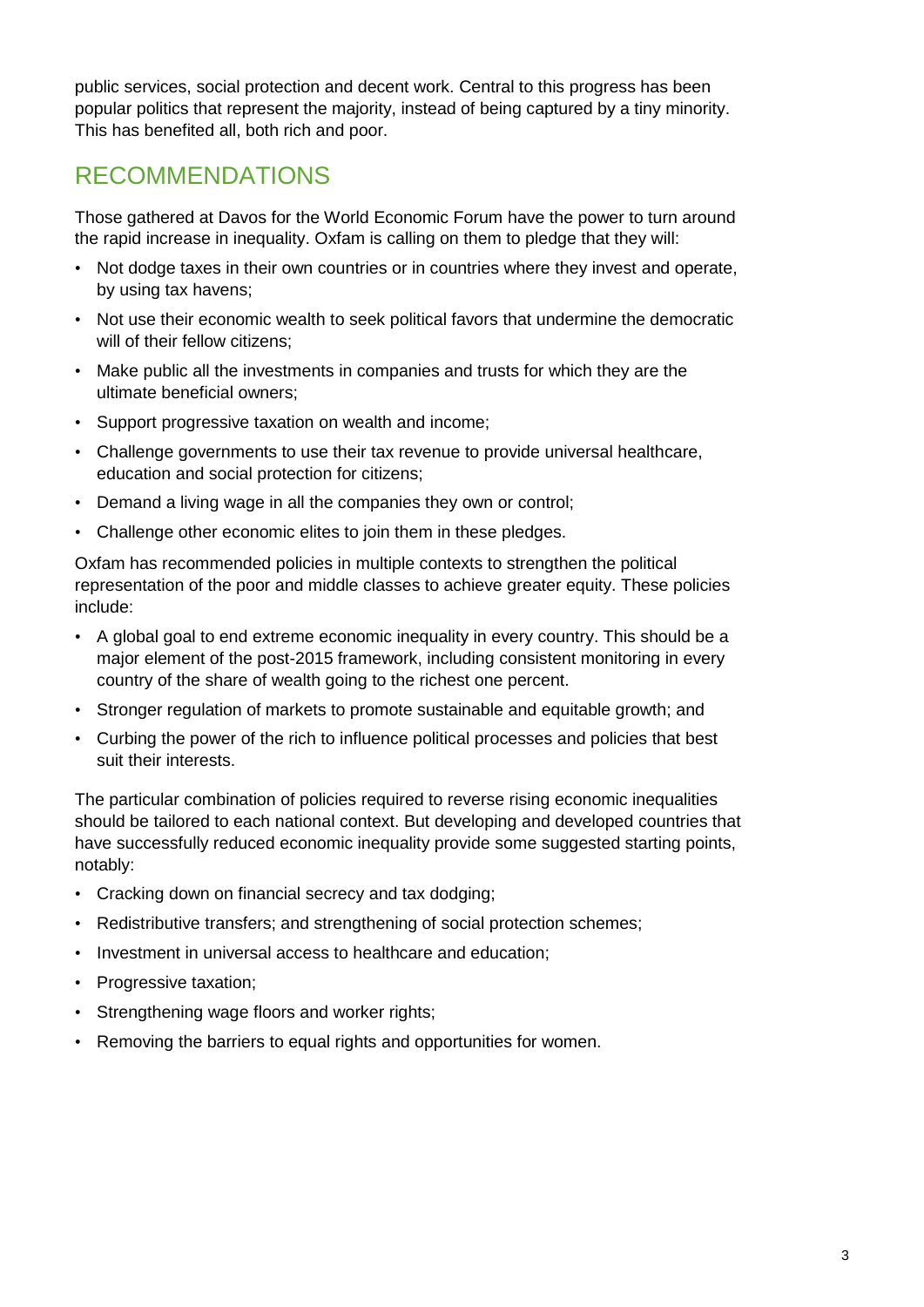public services, social protection and decent work. Central to this progress has been popular politics that represent the majority, instead of being captured by a tiny minority. This has benefited all, both rich and poor.

## RECOMMENDATIONS

Those gathered at Davos for the World Economic Forum have the power to turn around the rapid increase in inequality. Oxfam is calling on them to pledge that they will:

- Not dodge taxes in their own countries or in countries where they invest and operate, by using tax havens;
- Not use their economic wealth to seek political favors that undermine the democratic will of their fellow citizens;
- Make public all the investments in companies and trusts for which they are the ultimate beneficial owners;
- Support progressive taxation on wealth and income;
- Challenge governments to use their tax revenue to provide universal healthcare, education and social protection for citizens;
- Demand a living wage in all the companies they own or control;
- Challenge other economic elites to join them in these pledges.

Oxfam has recommended policies in multiple contexts to strengthen the political representation of the poor and middle classes to achieve greater equity. These policies include:

- A global goal to end extreme economic inequality in every country. This should be a major element of the post-2015 framework, including consistent monitoring in every country of the share of wealth going to the richest one percent.
- Stronger regulation of markets to promote sustainable and equitable growth; and
- Curbing the power of the rich to influence political processes and policies that best suit their interests.

The particular combination of policies required to reverse rising economic inequalities should be tailored to each national context. But developing and developed countries that have successfully reduced economic inequality provide some suggested starting points, notably:

- Cracking down on financial secrecy and tax dodging;
- Redistributive transfers; and strengthening of social protection schemes;
- Investment in universal access to healthcare and education;
- Progressive taxation;
- Strengthening wage floors and worker rights;
- Removing the barriers to equal rights and opportunities for women.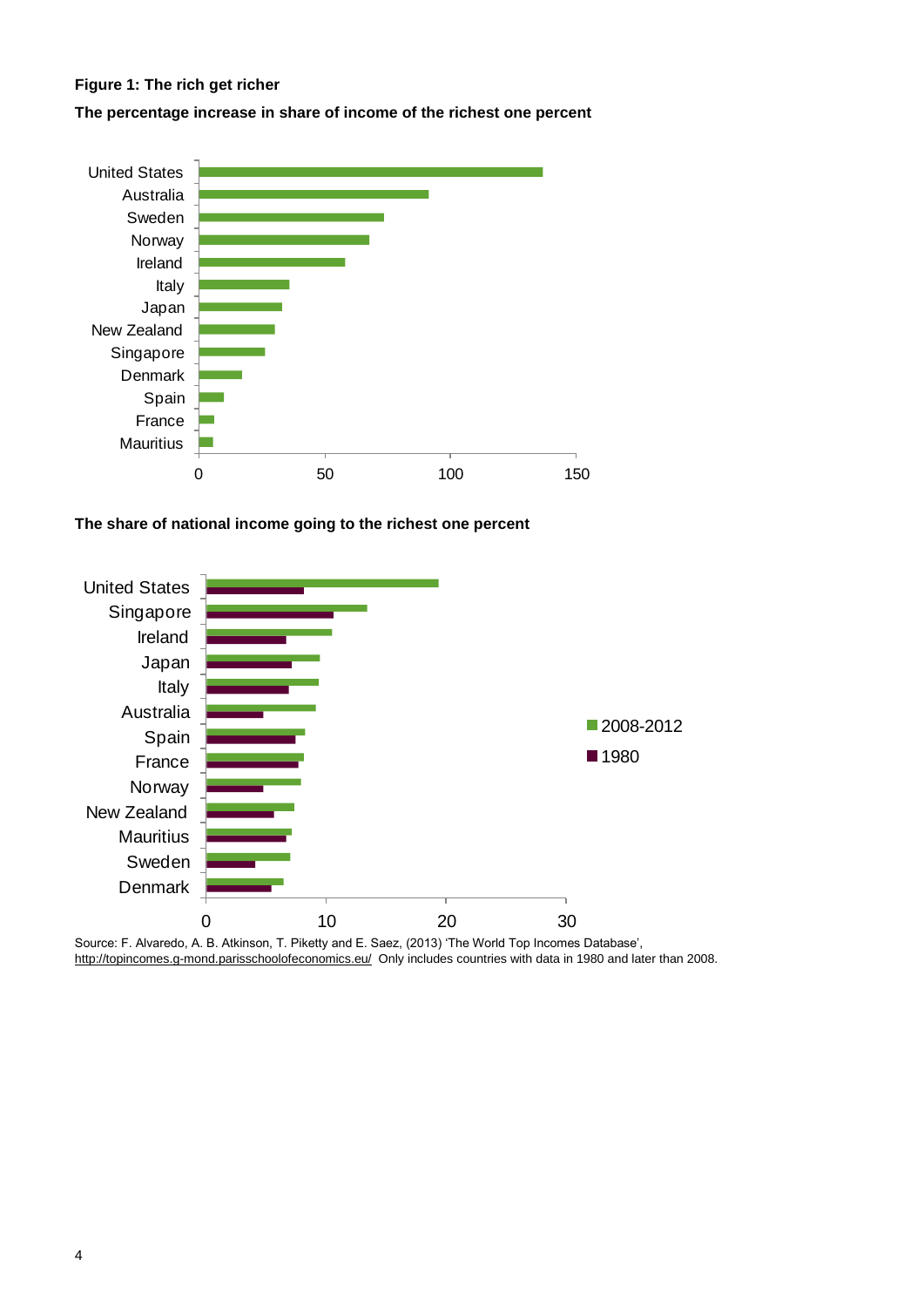**Figure 1: The rich get richer**

**The percentage increase in share of income of the richest one percent**

**The share of national income going to the richest one percent**

Source: F. Alvaredo, A. B. Atkinson, T. Piketty and E. Saez, (2013) 'The World Top Incomes Database', http://topincomes.g-mond.parisschoolofeconomics.eu/ Only includes countries with data in 1980 and later than 2008.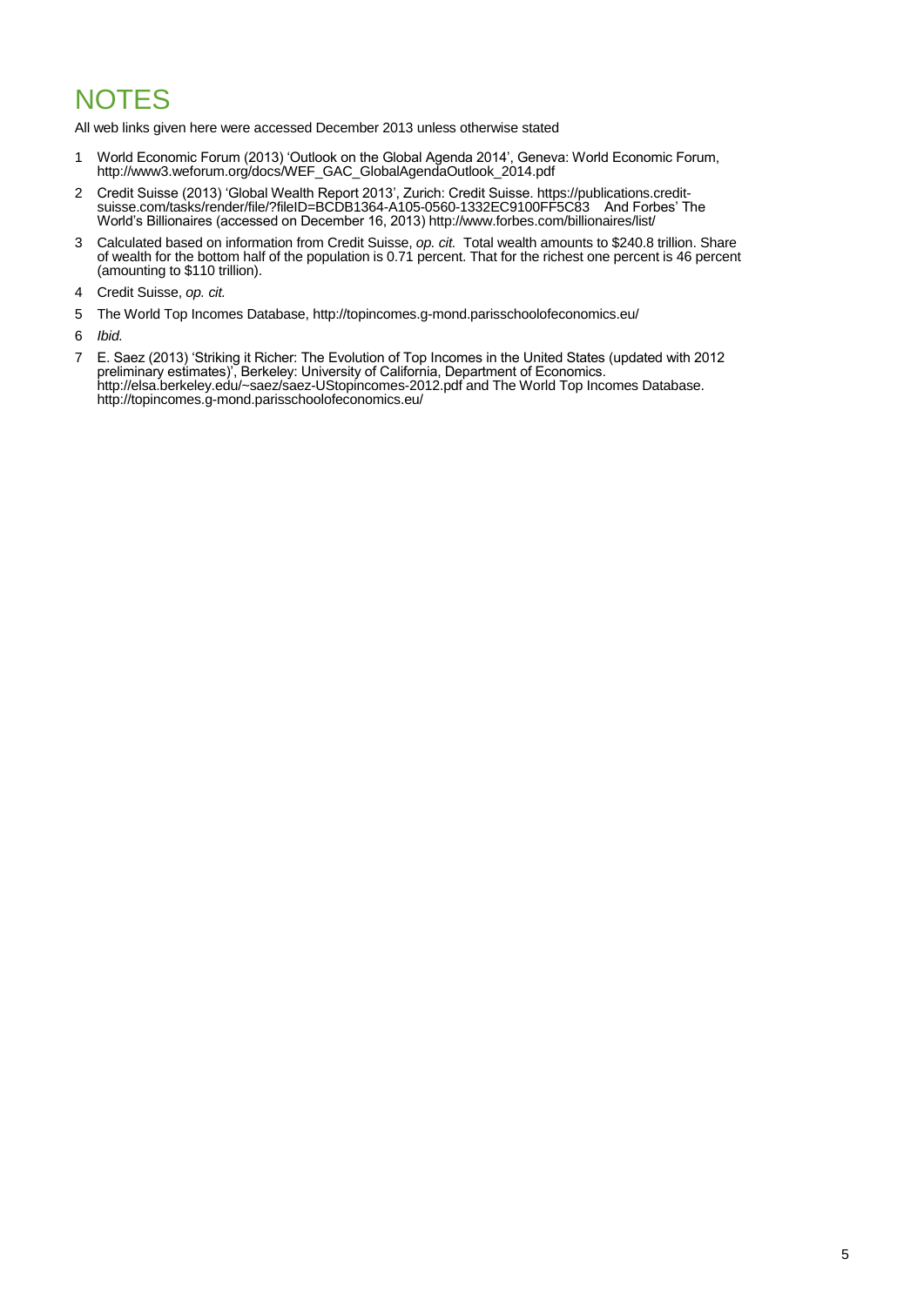# NOTES

All web links given here were accessed December 2013 unless otherwise stated

1. World Economic Forum (2013) 'Outlook on the Global Agenda 2014', Geneva: World Economic Forum, http://www3.weforum.org/docs/WEF_GAC_GlobalAgendaOutlook_2014.pdf
2. Credit Suisse (2013) 'Global Wealth Report 2013', Zurich: Credit Suisse. https://publications.credit-suisse.com/tasks/render/file/?fileID=BCDB1364-A105-0560-1332EC9100FF5C83 And Forbes' The World's Billionaires (accessed on December 16, 2013) http://www.forbes.com/billionaires/list/
3. Calculated based on information from Credit Suisse, *op. cit.* Total wealth amounts to $240.8 trillion. Share of wealth for the bottom half of the population is 0.71 percent. That for the richest one percent is 46 percent (amounting to $110 trillion).
4. Credit Suisse, *op. cit.*
5. The World Top Incomes Database, http://topincomes.g-mond.parisschoolofeconomics.eu/
6. *Ibid.*
7. E. Saez (2013) 'Striking it Richer: The Evolution of Top Incomes in the United States (updated with 2012 preliminary estimates)', Berkeley: University of California, Department of Economics. http://elsa.berkeley.edu/~saez/saez-UStopincomes-2012.pdf and The World Top Incomes Database. http://topincomes.g-mond.parisschoolofeconomics.eu/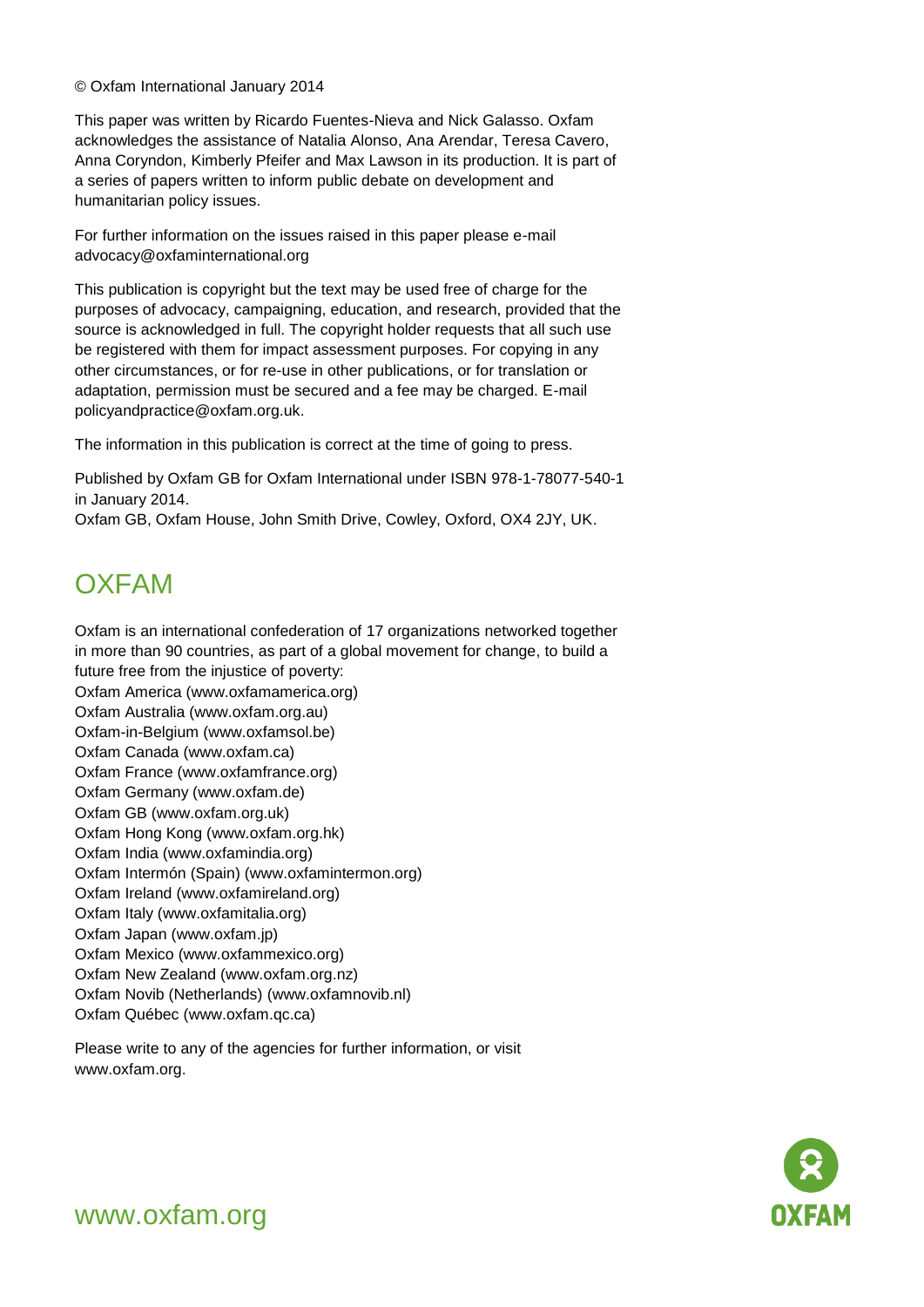© Oxfam International January 2014

This paper was written by Ricardo Fuentes-Nieva and Nick Galasso. Oxfam acknowledges the assistance of Natalia Alonso, Ana Arendar, Teresa Cavero, Anna Coryndon, Kimberly Pfeifer and Max Lawson in its production. It is part of a series of papers written to inform public debate on development and humanitarian policy issues.

For further information on the issues raised in this paper please e-mail advocacy@oxfaminternational.org

This publication is copyright but the text may be used free of charge for the purposes of advocacy, campaigning, education, and research, provided that the source is acknowledged in full. The copyright holder requests that all such use be registered with them for impact assessment purposes. For copying in any other circumstances, or for re-use in other publications, or for translation or adaptation, permission must be secured and a fee may be charged. E-mail policyandpractice@oxfam.org.uk.

The information in this publication is correct at the time of going to press.

Published by Oxfam GB for Oxfam International under ISBN 978-1-78077-540-1 in January 2014.
Oxfam GB, Oxfam House, John Smith Drive, Cowley, Oxford, OX4 2JY, UK.

# OXFAM

Oxfam is an international confederation of 17 organizations networked together in more than 90 countries, as part of a global movement for change, to build a future free from the injustice of poverty:
Oxfam America (www.oxfamamerica.org)
Oxfam Australia (www.oxfam.org.au)
Oxfam-in-Belgium (www.oxfamsol.be)
Oxfam Canada (www.oxfam.ca)
Oxfam France (www.oxfamfrance.org)
Oxfam Germany (www.oxfam.de)
Oxfam GB (www.oxfam.org.uk)
Oxfam Hong Kong (www.oxfam.org.hk)
Oxfam India (www.oxfamindia.org)
Oxfam Intermón (Spain) (www.oxfamintermon.org)
Oxfam Ireland (www.oxfamireland.org)
Oxfam Italy (www.oxfamitalia.org)
Oxfam Japan (www.oxfam.jp)
Oxfam Mexico (www.oxfammexico.org)
Oxfam New Zealand (www.oxfam.org.nz)
Oxfam Novib (Netherlands) (www.oxfamnovib.nl)
Oxfam Québec (www.oxfam.qc.ca)

Please write to any of the agencies for further information, or visit www.oxfam.org.

www.oxfam.org

OXFAM